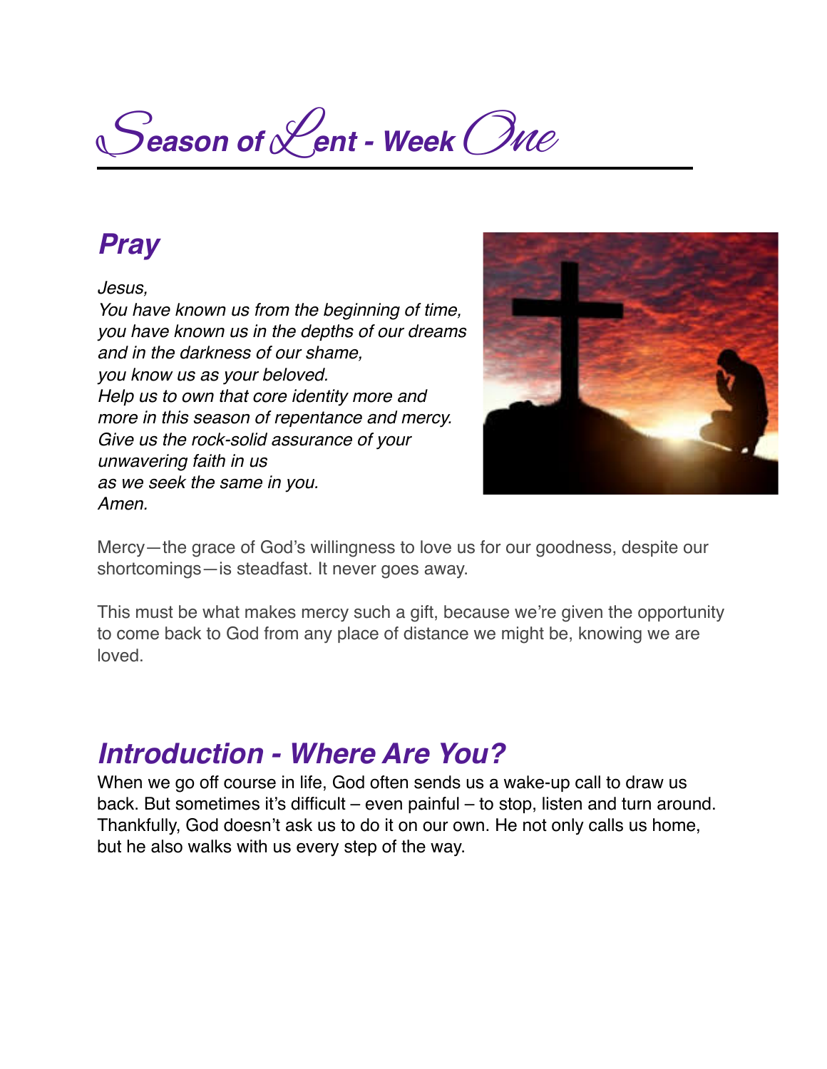# Season of Lent - Week One

## Pray

*Jesus,*
*You have known us from the beginning of time,*
*you have known us in the depths of our dreams*
*and in the darkness of our shame,*
*you know us as your beloved.*
*Help us to own that core identity more and*
*more in this season of repentance and mercy.*
*Give us the rock-solid assurance of your*
*unwavering faith in us*
*as we seek the same in you.*
*Amen.*

Mercy—the grace of God's willingness to love us for our goodness, despite our shortcomings—is steadfast. It never goes away.

This must be what makes mercy such a gift, because we're given the opportunity to come back to God from any place of distance we might be, knowing we are loved.

## Introduction - Where Are You?

When we go off course in life, God often sends us a wake-up call to draw us back. But sometimes it's difficult – even painful – to stop, listen and turn around. Thankfully, God doesn't ask us to do it on our own. He not only calls us home, but he also walks with us every step of the way.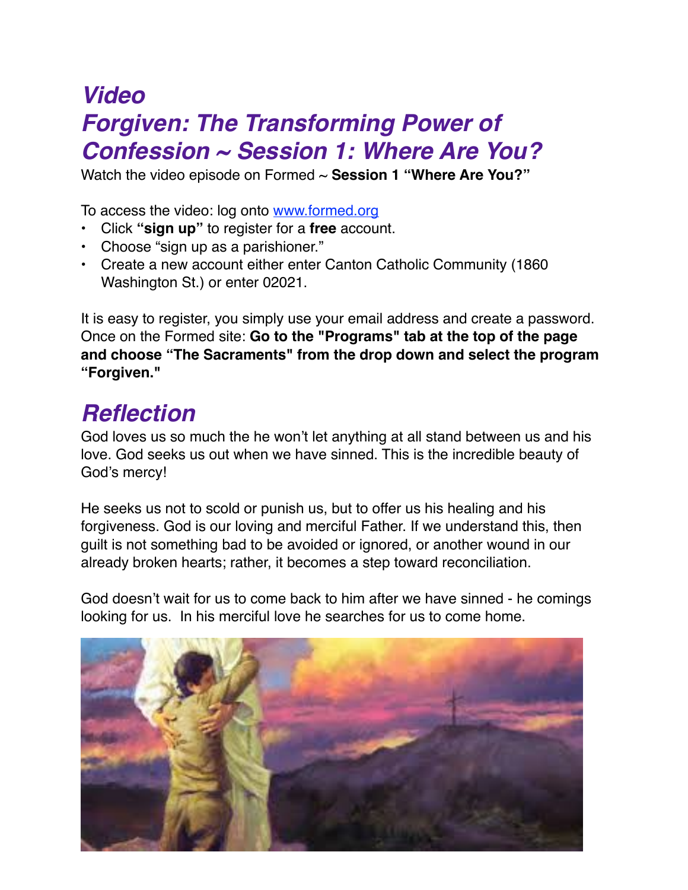# *Video*
# *Forgiven: The Transforming Power of Confession ~ Session 1: Where Are You?*

Watch the video episode on Formed ~ **Session 1 "Where Are You?"**

To access the video: log onto [www.formed.org](http://www.formed.org)

- Click **"sign up"** to register for a **free** account.
- Choose "sign up as a parishioner."
- Create a new account either enter Canton Catholic Community (1860 Washington St.) or enter 02021.

It is easy to register, you simply use your email address and create a password. Once on the Formed site: **Go to the "Programs" tab at the top of the page and choose "The Sacraments" from the drop down and select the program "Forgiven."**

# *Reflection*

God loves us so much the he won't let anything at all stand between us and his love. God seeks us out when we have sinned. This is the incredible beauty of God's mercy!

He seeks us not to scold or punish us, but to offer us his healing and his forgiveness. God is our loving and merciful Father. If we understand this, then guilt is not something bad to be avoided or ignored, or another wound in our already broken hearts; rather, it becomes a step toward reconciliation.

God doesn't wait for us to come back to him after we have sinned - he comings looking for us. In his merciful love he searches for us to come home.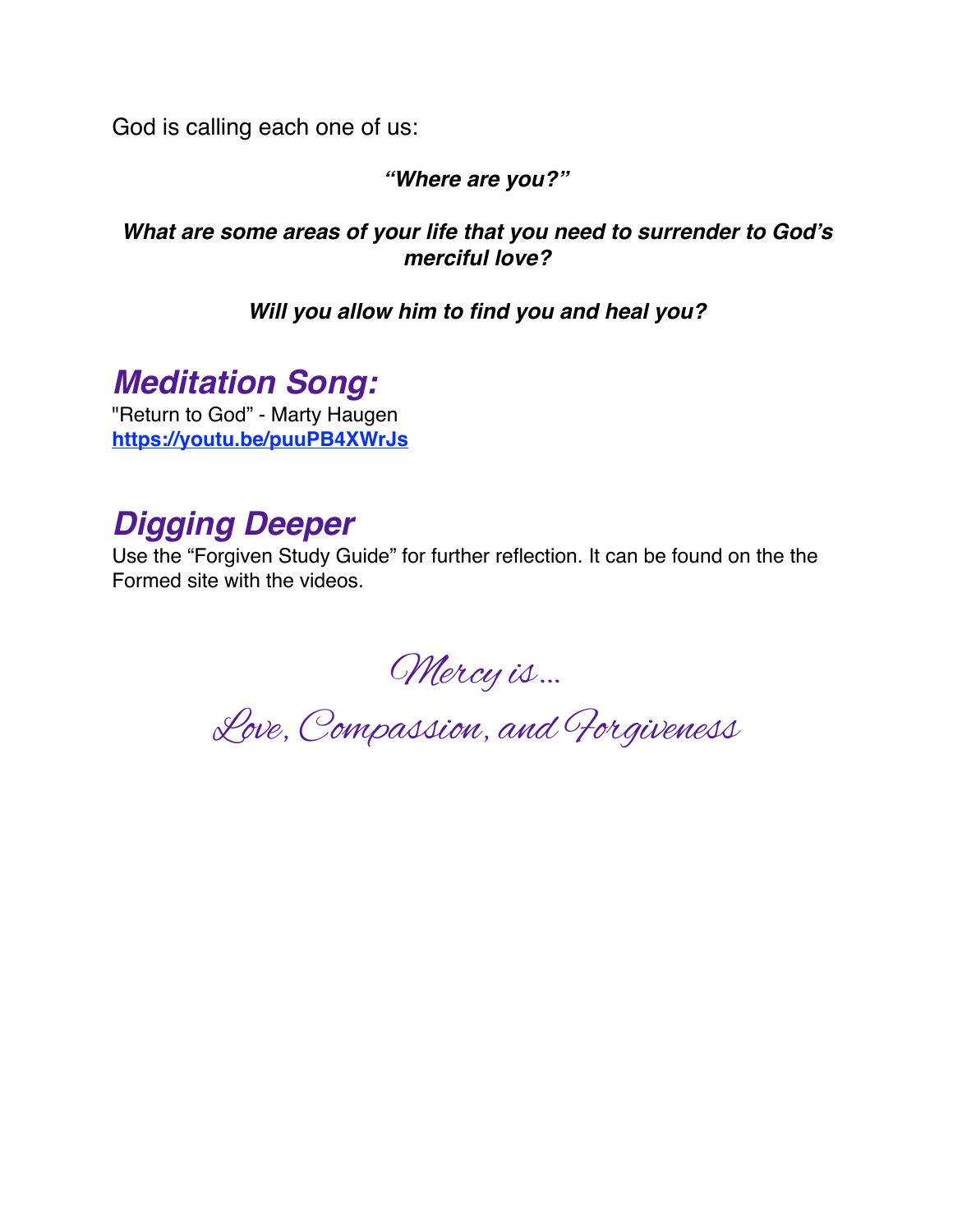God is calling each one of us:

***"Where are you?"***

***What are some areas of your life that you need to surrender to God's merciful love?***

***Will you allow him to find you and heal you?***

## *Meditation Song:*

"Return to God" - Marty Haugen
**https://youtu.be/puuPB4XWrJs**

## *Digging Deeper*

Use the "Forgiven Study Guide" for further reflection. It can be found on the the Formed site with the videos.

*Mercy is…*

*Love, Compassion, and Forgiveness*